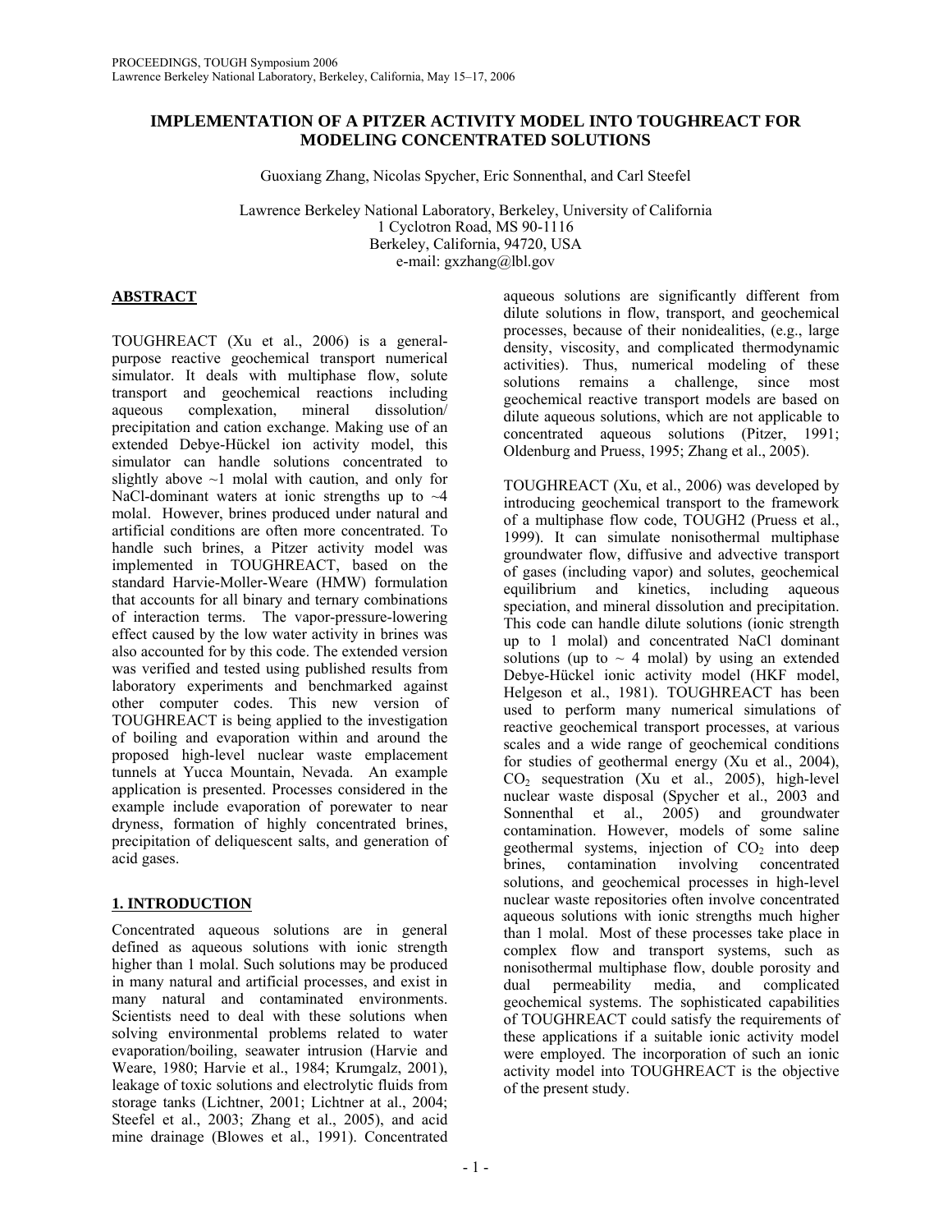# IMPLEMENTATION OF A PITZER ACTIVITY MODEL INTO TOUGHREACT FOR MODELING CONCENTRATED SOLUTIONS

Guoxiang Zhang, Nicolas Spycher, Eric Sonnenthal, and Carl Steefel

Lawrence Berkeley National Laboratory, Berkeley, University of California
1 Cyclotron Road, MS 90-1116
Berkeley, California, 94720, USA
e-mail: gxzhang@lbl.gov

## ABSTRACT

TOUGHREACT (Xu et al., 2006) is a general-purpose reactive geochemical transport numerical simulator. It deals with multiphase flow, solute transport and geochemical reactions including aqueous complexation, mineral dissolution/ precipitation and cation exchange. Making use of an extended Debye-Hückel ion activity model, this simulator can handle solutions concentrated to slightly above ~1 molal with caution, and only for NaCl-dominant waters at ionic strengths up to ~4 molal. However, brines produced under natural and artificial conditions are often more concentrated. To handle such brines, a Pitzer activity model was implemented in TOUGHREACT, based on the standard Harvie-Moller-Weare (HMW) formulation that accounts for all binary and ternary combinations of interaction terms. The vapor-pressure-lowering effect caused by the low water activity in brines was also accounted for by this code. The extended version was verified and tested using published results from laboratory experiments and benchmarked against other computer codes. This new version of TOUGHREACT is being applied to the investigation of boiling and evaporation within and around the proposed high-level nuclear waste emplacement tunnels at Yucca Mountain, Nevada. An example application is presented. Processes considered in the example include evaporation of porewater to near dryness, formation of highly concentrated brines, precipitation of deliquescent salts, and generation of acid gases.

## 1. INTRODUCTION

Concentrated aqueous solutions are in general defined as aqueous solutions with ionic strength higher than 1 molal. Such solutions may be produced in many natural and artificial processes, and exist in many natural and contaminated environments. Scientists need to deal with these solutions when solving environmental problems related to water evaporation/boiling, seawater intrusion (Harvie and Weare, 1980; Harvie et al., 1984; Krumgalz, 2001), leakage of toxic solutions and electrolytic fluids from storage tanks (Lichtner, 2001; Lichtner at al., 2004; Steefel et al., 2003; Zhang et al., 2005), and acid mine drainage (Blowes et al., 1991). Concentrated aqueous solutions are significantly different from dilute solutions in flow, transport, and geochemical processes, because of their nonidealities, (e.g., large density, viscosity, and complicated thermodynamic activities). Thus, numerical modeling of these solutions remains a challenge, since most geochemical reactive transport models are based on dilute aqueous solutions, which are not applicable to concentrated aqueous solutions (Pitzer, 1991; Oldenburg and Pruess, 1995; Zhang et al., 2005).

TOUGHREACT (Xu, et al., 2006) was developed by introducing geochemical transport to the framework of a multiphase flow code, TOUGH2 (Pruess et al., 1999). It can simulate nonisothermal multiphase groundwater flow, diffusive and advective transport of gases (including vapor) and solutes, geochemical equilibrium and kinetics, including aqueous speciation, and mineral dissolution and precipitation. This code can handle dilute solutions (ionic strength up to 1 molal) and concentrated NaCl dominant solutions (up to ~ 4 molal) by using an extended Debye-Hückel ionic activity model (HKF model, Helgeson et al., 1981). TOUGHREACT has been used to perform many numerical simulations of reactive geochemical transport processes, at various scales and a wide range of geochemical conditions for studies of geothermal energy (Xu et al., 2004), $CO_2$ sequestration (Xu et al., 2005), high-level nuclear waste disposal (Spycher et al., 2003 and Sonnenthal et al., 2005) and groundwater contamination. However, models of some saline geothermal systems, injection of $CO_2$ into deep brines, contamination involving concentrated solutions, and geochemical processes in high-level nuclear waste repositories often involve concentrated aqueous solutions with ionic strengths much higher than 1 molal. Most of these processes take place in complex flow and transport systems, such as nonisothermal multiphase flow, double porosity and dual permeability media, and complicated geochemical systems. The sophisticated capabilities of TOUGHREACT could satisfy the requirements of these applications if a suitable ionic activity model were employed. The incorporation of such an ionic activity model into TOUGHREACT is the objective of the present study.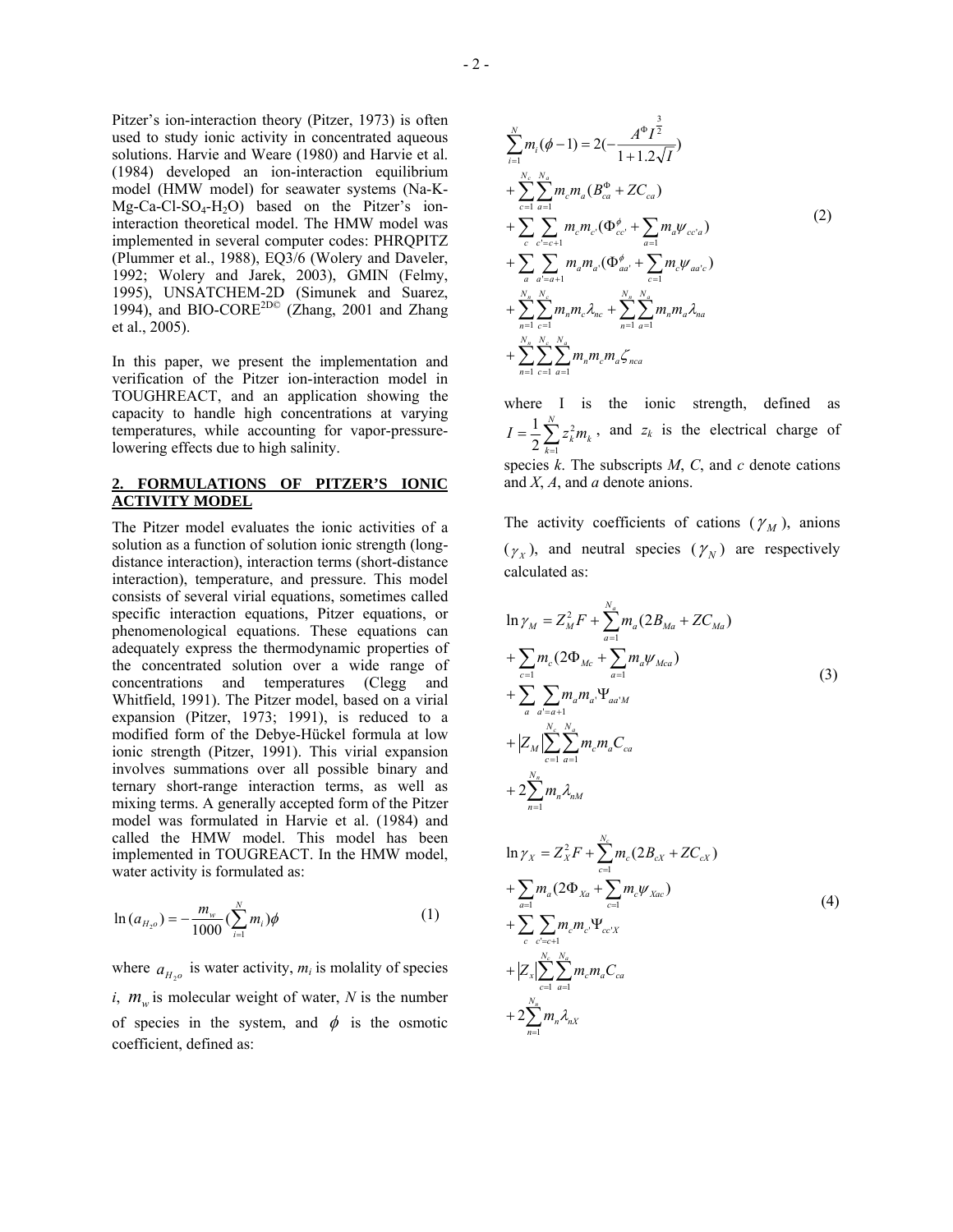Pitzer's ion-interaction theory (Pitzer, 1973) is often used to study ionic activity in concentrated aqueous solutions. Harvie and Weare (1980) and Harvie et al. (1984) developed an ion-interaction equilibrium model (HMW model) for seawater systems (Na-K-Mg-Ca-Cl-$SO_4$-$H_2O$) based on the Pitzer's ion-interaction theoretical model. The HMW model was implemented in several computer codes: PHRQPITZ (Plummer et al., 1988), EQ3/6 (Wolery and Daveler, 1992; Wolery and Jarek, 2003), GMIN (Felmy, 1995), UNSATCHEM-2D (Simunek and Suarez, 1994), and BIO-CORE$^{2D©}$ (Zhang, 2001 and Zhang et al., 2005).

In this paper, we present the implementation and verification of the Pitzer ion-interaction model in TOUGHREACT, and an application showing the capacity to handle high concentrations at varying temperatures, while accounting for vapor-pressure-lowering effects due to high salinity.

## 2. FORMULATIONS OF PITZER'S IONIC ACTIVITY MODEL

The Pitzer model evaluates the ionic activities of a solution as a function of solution ionic strength (long-distance interaction), interaction terms (short-distance interaction), temperature, and pressure. This model consists of several virial equations, sometimes called specific interaction equations, Pitzer equations, or phenomenological equations. These equations can adequately express the thermodynamic properties of the concentrated solution over a wide range of concentrations and temperatures (Clegg and Whitfield, 1991). The Pitzer model, based on a virial expansion (Pitzer, 1973; 1991), is reduced to a modified form of the Debye-Hückel formula at low ionic strength (Pitzer, 1991). This virial expansion involves summations over all possible binary and ternary short-range interaction terms, as well as mixing terms. A generally accepted form of the Pitzer model was formulated in Harvie et al. (1984) and called the HMW model. This model has been implemented in TOUGREACT. In the HMW model, water activity is formulated as:

$$\ln(a_{H_2o}) = -\frac{m_w}{1000}\left(\sum_{i=1}^{N} m_i\right)\phi \tag{1}$$

where $a_{H_2o}$ is water activity, $m_i$ is molality of species $i$, $m_w$ is molecular weight of water, $N$ is the number of species in the system, and $\phi$ is the osmotic coefficient, defined as:

$$\begin{aligned}
\sum_{i=1}^{N} m_i(\phi - 1) &= 2\left(-\frac{A^{\Phi} I^{\frac{3}{2}}}{1+1.2\sqrt{I}}\right) \\
&+ \sum_{c=1}^{N_c}\sum_{a=1}^{N_a} m_c m_a \left(B_{ca}^{\Phi} + ZC_{ca}\right) \\
&+ \sum_{c}\sum_{c'=c+1} m_c m_{c'}\left(\Phi_{cc'}^{\phi} + \sum_{a=1} m_a \psi_{cc'a}\right) \\
&+ \sum_{a}\sum_{a'=a+1} m_a m_{a'}\left(\Phi_{aa'}^{\phi} + \sum_{c=1} m_c \psi_{aa'c}\right) \\
&+ \sum_{n=1}^{N_n}\sum_{c=1}^{N_c} m_n m_c \lambda_{nc} + \sum_{n=1}^{N_n}\sum_{a=1}^{N_a} m_n m_a \lambda_{na} \\
&+ \sum_{n=1}^{N_n}\sum_{c=1}^{N_c}\sum_{a=1}^{N_a} m_n m_c m_a \zeta_{nca}
\end{aligned} \tag{2}$$

where I is the ionic strength, defined as $I = \frac{1}{2}\sum_{k=1}^{N} z_k^2 m_k$, and $z_k$ is the electrical charge of species $k$. The subscripts $M$, $C$, and $c$ denote cations and $X$, $A$, and $a$ denote anions.

The activity coefficients of cations ($\gamma_M$), anions ($\gamma_X$), and neutral species ($\gamma_N$) are respectively calculated as:

$$\begin{aligned}
\ln \gamma_M &= Z_M^2 F + \sum_{a=1}^{N_a} m_a \left(2B_{Ma} + ZC_{Ma}\right) \\
&+ \sum_{c=1} m_c \left(2\Phi_{Mc} + \sum_{a=1} m_a \psi_{Mca}\right) \\
&+ \sum_{a}\sum_{a'=a+1} m_a m_{a'} \Psi_{aa'M} \\
&+ |Z_M| \sum_{c=1}^{N_c}\sum_{a=1}^{N_a} m_c m_a C_{ca} \\
&+ 2\sum_{n=1}^{N_n} m_n \lambda_{nM}
\end{aligned} \tag{3}$$

$$\begin{aligned}
\ln \gamma_X &= Z_X^2 F + \sum_{c=1}^{N_c} m_c \left(2B_{cX} + ZC_{cX}\right) \\
&+ \sum_{a=1} m_a \left(2\Phi_{Xa} + \sum_{c=1} m_c \psi_{Xac}\right) \\
&+ \sum_{c}\sum_{c'=c+1} m_c m_{c'} \Psi_{cc'X} \\
&+ |Z_X| \sum_{c=1}^{N_c}\sum_{a=1}^{N_a} m_c m_a C_{ca} \\
&+ 2\sum_{n=1}^{N_n} m_n \lambda_{nX}
\end{aligned} \tag{4}$$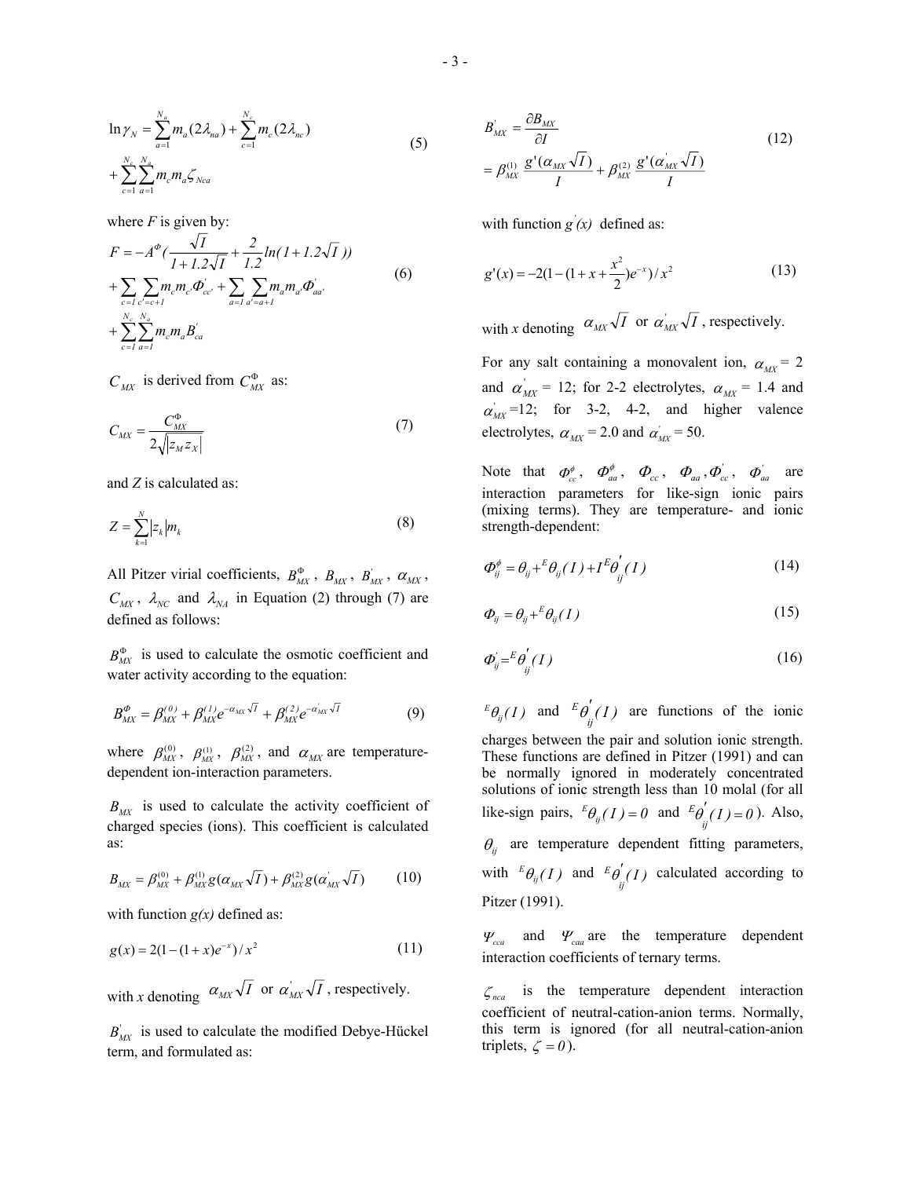$$\ln \gamma_N = \sum_{a=1}^{N_a} m_a (2\lambda_{na}) + \sum_{c=1}^{N_c} m_c (2\lambda_{nc}) + \sum_{c=1}^{N_c} \sum_{a=1}^{N_a} m_c m_a \zeta_{Nca} \tag{5}$$

where $F$ is given by:

$$F = -A^{\Phi} \left( \frac{\sqrt{I}}{1+1.2\sqrt{I}} + \frac{2}{1.2} ln(1+1.2\sqrt{I}) \right) + \sum_{c=1} \sum_{c'=c+1} m_c m_{c'} \Phi'_{cc'} + \sum_{a=1} \sum_{a'=a+1} m_a m_{a'} \Phi'_{aa'} + \sum_{c=1}^{N_c} \sum_{a=1}^{N_a} m_c m_a B'_{ca} \tag{6}$$

$C_{MX}$ is derived from $C_{MX}^{\Phi}$ as:

$$C_{MX} = \frac{C_{MX}^{\Phi}}{2\sqrt{|z_M z_X|}} \tag{7}$$

and $Z$ is calculated as:

$$Z = \sum_{k=1}^{N} |z_k| m_k \tag{8}$$

All Pitzer virial coefficients, $B_{MX}^{\Phi}$, $B_{MX}$, $B'_{MX}$, $\alpha_{MX}$, $C_{MX}$, $\lambda_{NC}$ and $\lambda_{NA}$ in Equation (2) through (7) are defined as follows:

$B_{MX}^{\Phi}$ is used to calculate the osmotic coefficient and water activity according to the equation:

$$B_{MX}^{\Phi} = \beta_{MX}^{(0)} + \beta_{MX}^{(1)} e^{-\alpha_{MX}\sqrt{I}} + \beta_{MX}^{(2)} e^{-\alpha'_{MX}\sqrt{I}} \tag{9}$$

where $\beta_{MX}^{(0)}$, $\beta_{MX}^{(1)}$, $\beta_{MX}^{(2)}$, and $\alpha_{MX}$ are temperature-dependent ion-interaction parameters.

$B_{MX}$ is used to calculate the activity coefficient of charged species (ions). This coefficient is calculated as:

$$B_{MX} = \beta_{MX}^{(0)} + \beta_{MX}^{(1)} g(\alpha_{MX}\sqrt{I}) + \beta_{MX}^{(2)} g(\alpha'_{MX}\sqrt{I}) \tag{10}$$

with function $g(x)$ defined as:

$$g(x) = 2(1-(1+x)e^{-x})/x^2 \tag{11}$$

with $x$ denoting $\alpha_{MX}\sqrt{I}$ or $\alpha'_{MX}\sqrt{I}$, respectively.

$B'_{MX}$ is used to calculate the modified Debye-Hückel term, and formulated as:

$$B'_{MX} = \frac{\partial B_{MX}}{\partial I} = \beta_{MX}^{(1)} \frac{g'(\alpha_{MX}\sqrt{I})}{I} + \beta_{MX}^{(2)} \frac{g'(\alpha'_{MX}\sqrt{I})}{I} \tag{12}$$

with function $g'(x)$ defined as:

$$g'(x) = -2(1-(1+x+\frac{x^2}{2})e^{-x})/x^2 \tag{13}$$

with $x$ denoting $\alpha_{MX}\sqrt{I}$ or $\alpha'_{MX}\sqrt{I}$, respectively.

For any salt containing a monovalent ion, $\alpha_{MX}$ = 2 and $\alpha'_{MX}$ = 12; for 2-2 electrolytes, $\alpha_{MX}$ = 1.4 and $\alpha'_{MX}$ =12; for 3-2, 4-2, and higher valence electrolytes, $\alpha_{MX}$ = 2.0 and $\alpha'_{MX}$ = 50.

Note that $\Phi_{cc}^{\phi}$, $\Phi_{aa}^{\phi}$, $\Phi_{cc}$, $\Phi_{aa}$, $\Phi'_{cc}$, $\Phi'_{aa}$ are interaction parameters for like-sign ionic pairs (mixing terms). They are temperature- and ionic strength-dependent:

$$\Phi_{ij}^{\phi} = \theta_{ij} + {}^{E}\theta_{ij}(I) + I\,{}^{E}\theta'_{ij}(I) \tag{14}$$

$$\Phi_{ij} = \theta_{ij} + {}^{E}\theta_{ij}(I) \tag{15}$$

$$\Phi'_{ij} = {}^{E}\theta'_{ij}(I) \tag{16}$$

${}^{E}\theta_{ij}(I)$ and ${}^{E}\theta'_{ij}(I)$ are functions of the ionic charges between the pair and solution ionic strength. These functions are defined in Pitzer (1991) and can be normally ignored in moderately concentrated solutions of ionic strength less than 10 molal (for all like-sign pairs, ${}^{E}\theta_{ij}(I) = 0$ and ${}^{E}\theta'_{ij}(I) = 0$). Also, $\theta_{ij}$ are temperature dependent fitting parameters, with ${}^{E}\theta_{ij}(I)$ and ${}^{E}\theta'_{ij}(I)$ calculated according to Pitzer (1991).

$\Psi_{cca}$ and $\Psi_{caa}$ are the temperature dependent interaction coefficients of ternary terms.

$\zeta_{nca}$ is the temperature dependent interaction coefficient of neutral-cation-anion terms. Normally, this term is ignored (for all neutral-cation-anion triplets, $\zeta = 0$).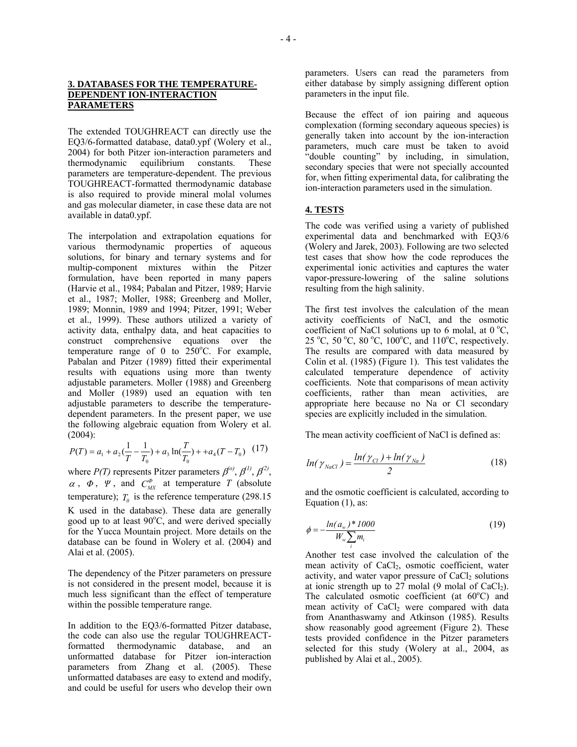## 3. DATABASES FOR THE TEMPERATURE-DEPENDENT ION-INTERACTION PARAMETERS

The extended TOUGHREACT can directly use the EQ3/6-formatted database, data0.ypf (Wolery et al., 2004) for both Pitzer ion-interaction parameters and thermodynamic equilibrium constants. These parameters are temperature-dependent. The previous TOUGHREACT-formatted thermodynamic database is also required to provide mineral molal volumes and gas molecular diameter, in case these data are not available in data0.ypf.

The interpolation and extrapolation equations for various thermodynamic properties of aqueous solutions, for binary and ternary systems and for multip-component mixtures within the Pitzer formulation, have been reported in many papers (Harvie et al., 1984; Pabalan and Pitzer, 1989; Harvie et al., 1987; Moller, 1988; Greenberg and Moller, 1989; Monnin, 1989 and 1994; Pitzer, 1991; Weber et al., 1999). These authors utilized a variety of activity data, enthalpy data, and heat capacities to construct comprehensive equations over the temperature range of 0 to 250°C. For example, Pabalan and Pitzer (1989) fitted their experimental results with equations using more than twenty adjustable parameters. Moller (1988) and Greenberg and Moller (1989) used an equation with ten adjustable parameters to describe the temperature-dependent parameters. In the present paper, we use the following algebraic equation from Wolery et al. (2004):

$$P(T) = a_1 + a_2(\frac{1}{T} - \frac{1}{T_0}) + a_3 \ln(\frac{T}{T_0}) + +a_4(T - T_0) \quad (17)$$

where $P(T)$ represents Pitzer parameters $\beta^{(o)}$, $\beta^{(1)}$, $\beta^{(2)}$, $\alpha$, $\Phi$, $\Psi$, and $C^{\Phi}_{MX}$ at temperature $T$ (absolute temperature); $T_0$ is the reference temperature (298.15 K used in the database). These data are generally good up to at least 90°C, and were derived specially for the Yucca Mountain project. More details on the database can be found in Wolery et al. (2004) and Alai et al. (2005).

The dependency of the Pitzer parameters on pressure is not considered in the present model, because it is much less significant than the effect of temperature within the possible temperature range.

In addition to the EQ3/6-formatted Pitzer database, the code can also use the regular TOUGHREACT-formatted thermodynamic database, and an unformatted database for Pitzer ion-interaction parameters from Zhang et al. (2005). These unformatted databases are easy to extend and modify, and could be useful for users who develop their own parameters. Users can read the parameters from either database by simply assigning different option parameters in the input file.

Because the effect of ion pairing and aqueous complexation (forming secondary aqueous species) is generally taken into account by the ion-interaction parameters, much care must be taken to avoid "double counting" by including, in simulation, secondary species that were not specially accounted for, when fitting experimental data, for calibrating the ion-interaction parameters used in the simulation.

## 4. TESTS

The code was verified using a variety of published experimental data and benchmarked with EQ3/6 (Wolery and Jarek, 2003). Following are two selected test cases that show how the code reproduces the experimental ionic activities and captures the water vapor-pressure-lowering of the saline solutions resulting from the high salinity.

The first test involves the calculation of the mean activity coefficients of NaCl, and the osmotic coefficient of NaCl solutions up to 6 molal, at 0 °C, 25 °C, 50 °C, 80 °C, 100°C, and 110°C, respectively. The results are compared with data measured by Colin et al. (1985) (Figure 1). This test validates the calculated temperature dependence of activity coefficients. Note that comparisons of mean activity coefficients, rather than mean activities, are appropriate here because no Na or Cl secondary species are explicitly included in the simulation.

The mean activity coefficient of NaCl is defined as:

$$ln(\gamma_{NaCl}) = \frac{ln(\gamma_{Cl}) + ln(\gamma_{Na})}{2} \quad (18)$$

and the osmotic coefficient is calculated, according to Equation (1), as:

$$\phi = -\frac{ln(a_w) * 1000}{W_w \sum_i m_i} \quad (19)$$

Another test case involved the calculation of the mean activity of $CaCl_2$, osmotic coefficient, water activity, and water vapor pressure of $CaCl_2$ solutions at ionic strength up to 27 molal (9 molal of $CaCl_2$). The calculated osmotic coefficient (at 60°C) and mean activity of $CaCl_2$ were compared with data from Ananthaswamy and Atkinson (1985). Results show reasonably good agreement (Figure 2). These tests provided confidence in the Pitzer parameters selected for this study (Wolery at al., 2004, as published by Alai et al., 2005).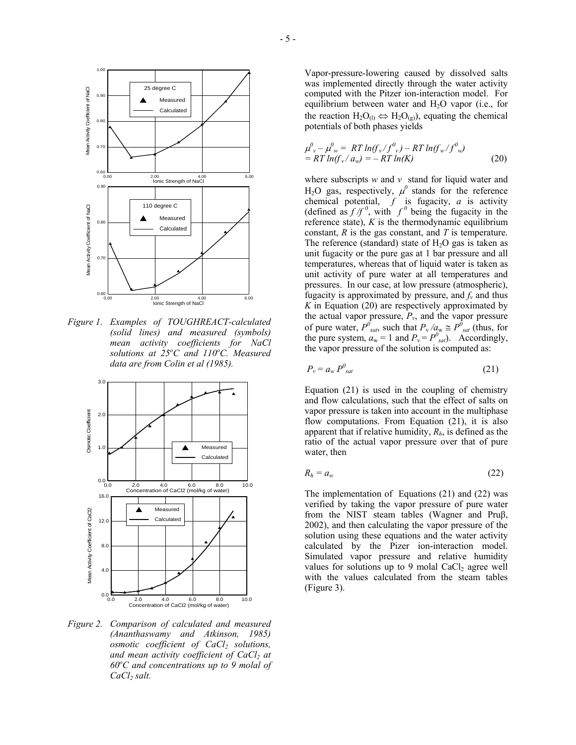Figure 1. Examples of TOUGHREACT-calculated (solid lines) and measured (symbols) mean activity coefficients for NaCl solutions at $25^oC$ and $110^oC$. Measured data are from Colin et al (1985).

Figure 2. Comparison of calculated and measured (Ananthaswamy and Atkinson, 1985) osmotic coefficient of $CaCl_2$ solutions, and mean activity coefficient of $CaCl_2$ at $60^oC$ and concentrations up to 9 molal of $CaCl_2$ salt.

Vapor-pressure-lowering caused by dissolved salts was implemented directly through the water activity computed with the Pitzer ion-interaction model. For equilibrium between water and $H_2O$ vapor (i.e., for the reaction $H_2O_{(l)} \Leftrightarrow H_2O_{(g)}$), equating the chemical potentials of both phases yields

$$\mu^0_v - \mu^0_w = RT\,ln(f_v / f^0_v) - RT\,ln(f_w / f^0_w) \\ = RT\,ln(f_v / a_w) = -RT\,ln(K) \qquad (20)$$

where subscripts $w$ and $v$ stand for liquid water and $H_2O$ gas, respectively, $\mu^0$ stands for the reference chemical potential, $f$ is fugacity, $a$ is activity (defined as $f/f^0$, with $f^0$ being the fugacity in the reference state), $K$ is the thermodynamic equilibrium constant, $R$ is the gas constant, and $T$ is temperature. The reference (standard) state of $H_2O$ gas is taken as unit fugacity or the pure gas at 1 bar pressure and all temperatures, whereas that of liquid water is taken as unit activity of pure water at all temperatures and pressures. In our case, at low pressure (atmospheric), fugacity is approximated by pressure, and $f_v$ and thus $K$ in Equation (20) are respectively approximated by the actual vapor pressure, $P_v$, and the vapor pressure of pure water, $P^0_{sat}$, such that $P_v / a_w \cong P^0_{sat}$ (thus, for the pure system, $a_w = 1$ and $P_v = P^0_{sat}$). Accordingly, the vapor pressure of the solution is computed as:

$$P_v = a_w P^0_{sat} \qquad (21)$$

Equation (21) is used in the coupling of chemistry and flow calculations, such that the effect of salts on vapor pressure is taken into account in the multiphase flow computations. From Equation (21), it is also apparent that if relative humidity, $R_h$, is defined as the ratio of the actual vapor pressure over that of pure water, then

$$R_h = a_w \qquad (22)$$

The implementation of Equations (21) and (22) was verified by taking the vapor pressure of pure water from the NIST steam tables (Wagner and Pruβ, 2002), and then calculating the vapor pressure of the solution using these equations and the water activity calculated by the Pizer ion-interaction model. Simulated vapor pressure and relative humidity values for solutions up to 9 molal $CaCl_2$ agree well with the values calculated from the steam tables (Figure 3).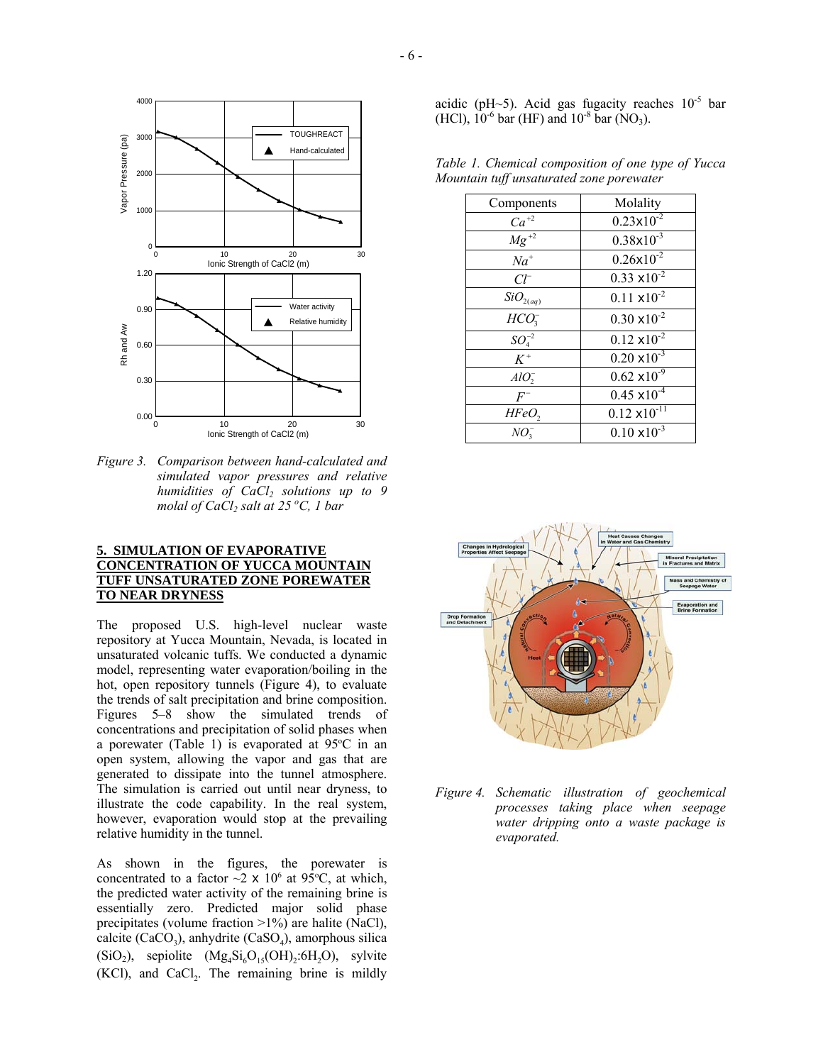Figure 3. Comparison between hand-calculated and simulated vapor pressures and relative humidities of $CaCl_2$ solutions up to 9 molal of $CaCl_2$ salt at 25 °C, 1 bar

## 5. SIMULATION OF EVAPORATIVE CONCENTRATION OF YUCCA MOUNTAIN TUFF UNSATURATED ZONE POREWATER TO NEAR DRYNESS

The proposed U.S. high-level nuclear waste repository at Yucca Mountain, Nevada, is located in unsaturated volcanic tuffs. We conducted a dynamic model, representing water evaporation/boiling in the hot, open repository tunnels (Figure 4), to evaluate the trends of salt precipitation and brine composition. Figures 5–8 show the simulated trends of concentrations and precipitation of solid phases when a porewater (Table 1) is evaporated at 95°C in an open system, allowing the vapor and gas that are generated to dissipate into the tunnel atmosphere. The simulation is carried out until near dryness, to illustrate the code capability. In the real system, however, evaporation would stop at the prevailing relative humidity in the tunnel.

As shown in the figures, the porewater is concentrated to a factor ~2 x $10^6$ at 95°C, at which, the predicted water activity of the remaining brine is essentially zero. Predicted major solid phase precipitates (volume fraction >1%) are halite (NaCl), calcite ($CaCO_3$), anhydrite ($CaSO_4$), amorphous silica ($SiO_2$), sepiolite ($Mg_4Si_6O_{15}(OH)_2{:}6H_2O$), sylvite (KCl), and $CaCl_2$. The remaining brine is mildly acidic (pH~5). Acid gas fugacity reaches $10^{-5}$ bar (HCl), $10^{-6}$ bar (HF) and $10^{-8}$ bar ($NO_3$).

*Table 1. Chemical composition of one type of Yucca Mountain tuff unsaturated zone porewater*

| Components | Molality |
|---|---|
| $Ca^{+2}$ | $0.23 \times 10^{-2}$ |
| $Mg^{+2}$ | $0.38 \times 10^{-3}$ |
| $Na^{+}$ | $0.26 \times 10^{-2}$ |
| $Cl^{-}$ | $0.33 \times 10^{-2}$ |
| $SiO_{2(aq)}$ | $0.11 \times 10^{-2}$ |
| $HCO_3^{-}$ | $0.30 \times 10^{-2}$ |
| $SO_4^{-2}$ | $0.12 \times 10^{-2}$ |
| $K^{+}$ | $0.20 \times 10^{-3}$ |
| $AlO_2^{-}$ | $0.62 \times 10^{-9}$ |
| $F^{-}$ | $0.45 \times 10^{-4}$ |
| $HFeO_2$ | $0.12 \times 10^{-11}$ |
| $NO_3^{-}$ | $0.10 \times 10^{-3}$ |

Figure 4. Schematic illustration of geochemical processes taking place when seepage water dripping onto a waste package is evaporated.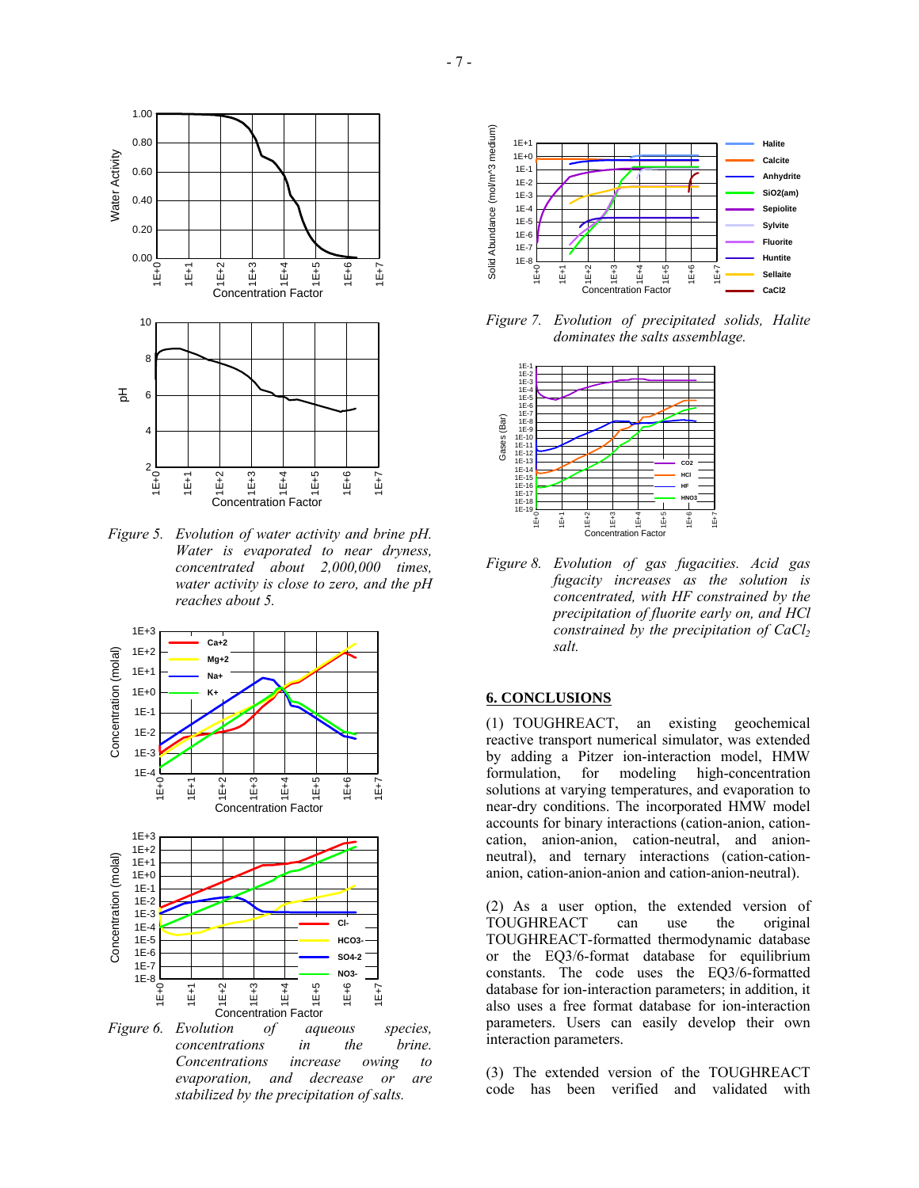*Figure 5. Evolution of water activity and brine pH. Water is evaporated to near dryness, concentrated about 2,000,000 times, water activity is close to zero, and the pH reaches about 5.*

*Figure 6. Evolution of aqueous species, concentrations in the brine. Concentrations increase owing to evaporation, and decrease or are stabilized by the precipitation of salts.*

*Figure 7. Evolution of precipitated solids, Halite dominates the salts assemblage.*

*Figure 8. Evolution of gas fugacities. Acid gas fugacity increases as the solution is concentrated, with HF constrained by the precipitation of fluorite early on, and HCl constrained by the precipitation of $CaCl_2$ salt.*

## 6. CONCLUSIONS

(1) TOUGHREACT, an existing geochemical reactive transport numerical simulator, was extended by adding a Pitzer ion-interaction model, HMW formulation, for modeling high-concentration solutions at varying temperatures, and evaporation to near-dry conditions. The incorporated HMW model accounts for binary interactions (cation-anion, cation-cation, anion-anion, cation-neutral, and anion-neutral), and ternary interactions (cation-cation-anion, cation-anion-anion and cation-anion-neutral).

(2) As a user option, the extended version of TOUGHREACT can use the original TOUGHREACT-formatted thermodynamic database or the EQ3/6-format database for equilibrium constants. The code uses the EQ3/6-formatted database for ion-interaction parameters; in addition, it also uses a free format database for ion-interaction parameters. Users can easily develop their own interaction parameters.

(3) The extended version of the TOUGHREACT code has been verified and validated with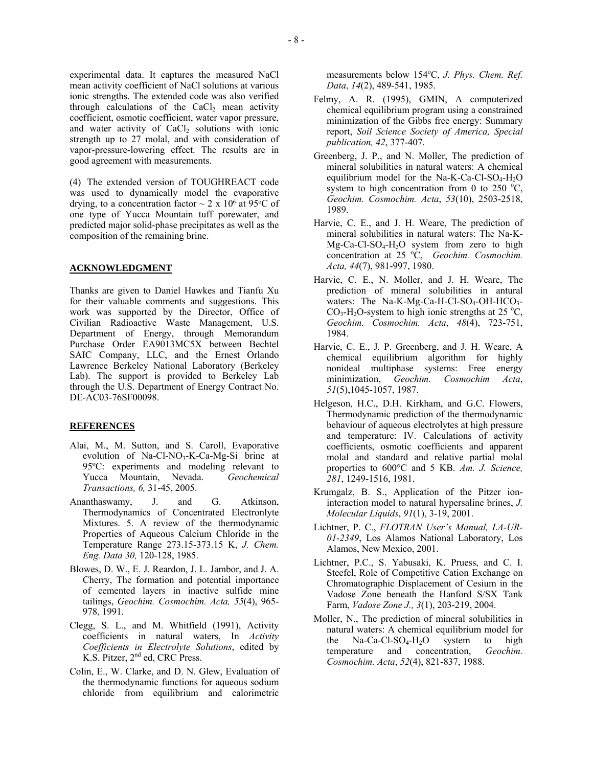experimental data. It captures the measured NaCl mean activity coefficient of NaCl solutions at various ionic strengths. The extended code was also verified through calculations of the $CaCl_2$ mean activity coefficient, osmotic coefficient, water vapor pressure, and water activity of $CaCl_2$ solutions with ionic strength up to 27 molal, and with consideration of vapor-pressure-lowering effect. The results are in good agreement with measurements.

(4) The extended version of TOUGHREACT code was used to dynamically model the evaporative drying, to a concentration factor ~ 2 x $10^6$ at 95°C of one type of Yucca Mountain tuff porewater, and predicted major solid-phase precipitates as well as the composition of the remaining brine.

## ACKNOWLEDGMENT

Thanks are given to Daniel Hawkes and Tianfu Xu for their valuable comments and suggestions. This work was supported by the Director, Office of Civilian Radioactive Waste Management, U.S. Department of Energy, through Memorandum Purchase Order EA9013MC5X between Bechtel SAIC Company, LLC, and the Ernest Orlando Lawrence Berkeley National Laboratory (Berkeley Lab). The support is provided to Berkeley Lab through the U.S. Department of Energy Contract No. DE-AC03-76SF00098.

## REFERENCES

Alai, M., M. Sutton, and S. Caroll, Evaporative evolution of Na-Cl-$NO_3$-K-Ca-Mg-Si brine at 95ºC: experiments and modeling relevant to Yucca Mountain, Nevada. *Geochemical Transactions, 6,* 31-45, 2005.

Ananthaswamy, J. and G. Atkinson, Thermodynamics of Concentrated Electronlyte Mixtures. 5. A review of the thermodynamic Properties of Aqueous Calcium Chloride in the Temperature Range 273.15-373.15 K, *J. Chem. Eng. Data 30,* 120-128, 1985.

Blowes, D. W., E. J. Reardon, J. L. Jambor, and J. A. Cherry, The formation and potential importance of cemented layers in inactive sulfide mine tailings, *Geochim. Cosmochim. Acta, 55*(4), 965-978, 1991.

Clegg, S. L., and M. Whitfield (1991), Activity coefficients in natural waters, In *Activity Coefficients in Electrolyte Solutions*, edited by K.S. Pitzer, 2nd ed, CRC Press.

Colin, E., W. Clarke, and D. N. Glew, Evaluation of the thermodynamic functions for aqueous sodium chloride from equilibrium and calorimetric measurements below 154°C, *J. Phys. Chem. Ref. Data*, *14*(2), 489-541, 1985.

Felmy, A. R. (1995), GMIN, A computerized chemical equilibrium program using a constrained minimization of the Gibbs free energy: Summary report, *Soil Science Society of America, Special publication, 42*, 377-407.

Greenberg, J. P., and N. Moller, The prediction of mineral solubilities in natural waters: A chemical equilibrium model for the Na-K-Ca-Cl-$SO_4$-$H_2O$ system to high concentration from 0 to 250 °C, *Geochim. Cosmochim. Acta*, *53*(10), 2503-2518, 1989.

Harvie, C. E., and J. H. Weare, The prediction of mineral solubilities in natural waters: The Na-K-Mg-Ca-Cl-$SO_4$-$H_2O$ system from zero to high concentration at 25 °C, *Geochim. Cosmochim. Acta, 44*(7), 981-997, 1980.

Harvie, C. E., N. Moller, and J. H. Weare, The prediction of mineral solubilities in natural waters: The Na-K-Mg-Ca-H-Cl-$SO_4$-OH-$HCO_3$-$CO_3$-$H_2O$-system to high ionic strengths at 25 °C, *Geochim. Cosmochim. Acta*, *48*(4), 723-751, 1984.

Harvie, C. E., J. P. Greenberg, and J. H. Weare, A chemical equilibrium algorithm for highly nonideal multiphase systems: Free energy minimization, *Geochim. Cosmochim Acta*, *51*(5),1045-1057, 1987.

Helgeson, H.C., D.H. Kirkham, and G.C. Flowers, Thermodynamic prediction of the thermodynamic behaviour of aqueous electrolytes at high pressure and temperature: IV. Calculations of activity coefficients, osmotic coefficients and apparent molal and standard and relative partial molal properties to 600°C and 5 KB. *Am. J. Science, 281*, 1249-1516, 1981.

Krumgalz, B. S., Application of the Pitzer ion-interaction model to natural hypersaline brines, *J. Molecular Liquids*, *91*(1), 3-19, 2001.

Lichtner, P. C., *FLOTRAN User's Manual, LA-UR-01-2349*, Los Alamos National Laboratory, Los Alamos, New Mexico, 2001.

Lichtner, P.C., S. Yabusaki, K. Pruess, and C. I. Steefel, Role of Competitive Cation Exchange on Chromatographic Displacement of Cesium in the Vadose Zone beneath the Hanford S/SX Tank Farm, *Vadose Zone J., 3*(1), 203-219, 2004.

Moller, N., The prediction of mineral solubilities in natural waters: A chemical equilibrium model for the Na-Ca-Cl-$SO_4$-$H_2O$ system to high temperature and concentration, *Geochim. Cosmochim. Acta*, *52*(4), 821-837, 1988.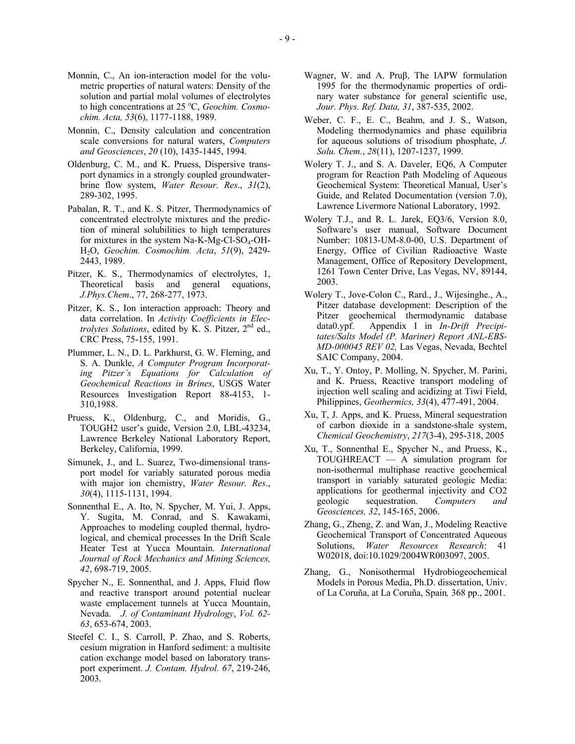Monnin, C., An ion-interaction model for the volumetric properties of natural waters: Density of the solution and partial molal volumes of electrolytes to high concentrations at 25 $^{o}$C, *Geochim. Cosmochim. Acta, 53*(6), 1177-1188, 1989.

Monnin, C., Density calculation and concentration scale conversions for natural waters, *Computers and Geosciences*, *20* (10), 1435-1445, 1994.

Oldenburg, C. M., and K. Pruess, Dispersive transport dynamics in a strongly coupled groundwater-brine flow system, *Water Resour. Res*., *31*(2), 289-302, 1995.

Pabalan, R. T., and K. S. Pitzer, Thermodynamics of concentrated electrolyte mixtures and the prediction of mineral solubilities to high temperatures for mixtures in the system Na-K-Mg-Cl-$SO_4$-OH-$H_2O$, *Geochim. Cosmochim. Acta*, *51*(9), 2429-2443, 1989.

Pitzer, K. S., Thermodynamics of electrolytes, 1, Theoretical basis and general equations, *J.Phys.Chem*., 77, 268-277, 1973.

Pitzer, K. S., Ion interaction approach: Theory and data correlation. In *Activity Coefficients in Electrolytes Solutions*, edited by K. S. Pitzer, 2$^{nd}$ ed., CRC Press, 75-155, 1991.

Plummer, L. N., D. L. Parkhurst, G. W. Fleming, and S. A. Dunkle, *A Computer Program Incorporating Pitzer's Equations for Calculation of Geochemical Reactions in Brines*, USGS Water Resources Investigation Report 88-4153, 1-310,1988.

Pruess, K., Oldenburg, C., and Moridis, G., TOUGH2 user's guide, Version 2.0, LBL-43234, Lawrence Berkeley National Laboratory Report, Berkeley, California, 1999.

Simunek, J., and L. Suarez, Two-dimensional transport model for variably saturated porous media with major ion chemistry, *Water Resour. Res*., *30*(4), 1115-1131, 1994.

Sonnenthal E., A. Ito, N. Spycher, M. Yui, J. Apps, Y. Sugita, M. Conrad, and S. Kawakami, Approaches to modeling coupled thermal, hydrological, and chemical processes In the Drift Scale Heater Test at Yucca Mountain. *International Journal of Rock Mechanics and Mining Sciences, 42*, 698-719, 2005.

Spycher N., E. Sonnenthal, and J. Apps, Fluid flow and reactive transport around potential nuclear waste emplacement tunnels at Yucca Mountain, Nevada. *J. of Contaminant Hydrology*, *Vol. 62-63*, 653-674, 2003.

Steefel C. I., S. Carroll, P. Zhao, and S. Roberts, cesium migration in Hanford sediment: a multisite cation exchange model based on laboratory transport experiment. *J. Contam. Hydrol. 67*, 219-246, 2003.

Wagner, W. and A. Pruβ, The IAPW formulation 1995 for the thermodynamic properties of ordinary water substance for general scientific use, *Jour. Phys. Ref. Data, 31*, 387-535, 2002.

Weber, C. F., E. C., Beahm, and J. S., Watson, Modeling thermodynamics and phase equilibria for aqueous solutions of trisodium phosphate, *J. Solu. Chem.*, *28*(11), 1207-1237, 1999.

Wolery T. J., and S. A. Daveler, EQ6, A Computer program for Reaction Path Modeling of Aqueous Geochemical System: Theoretical Manual, User's Guide, and Related Documentation (version 7.0), Lawrence Livermore National Laboratory, 1992.

Wolery T.J., and R. L. Jarek, EQ3/6, Version 8.0, Software's user manual, Software Document Number: 10813-UM-8.0-00, U.S. Department of Energy, Office of Civilian Radioactive Waste Management, Office of Repository Development, 1261 Town Center Drive, Las Vegas, NV, 89144, 2003.

Wolery T., Jove-Colon C., Rard., J., Wijesinghe., A., Pitzer database development: Description of the Pitzer geochemical thermodynamic database data0.ypf. Appendix I in *In-Drift Precipitates/Salts Model (P. Mariner) Report ANL-EBS-MD-000045 REV 02,* Las Vegas, Nevada, Bechtel SAIC Company, 2004.

Xu, T., Y. Ontoy, P. Molling, N. Spycher, M. Parini, and K. Pruess, Reactive transport modeling of injection well scaling and acidizing at Tiwi Field, Philippines, *Geothermics, 33*(4), 477-491, 2004.

Xu, T, J. Apps, and K. Pruess, Mineral sequestration of carbon dioxide in a sandstone-shale system, *Chemical Geochemistry*, *217*(3-4), 295-318, 2005

Xu, T., Sonnenthal E., Spycher N., and Pruess, K., TOUGHREACT — A simulation program for non-isothermal multiphase reactive geochemical transport in variably saturated geologic Media: applications for geothermal injectivity and CO2 geologic sequestration. *Computers and Geosciences, 32*, 145-165, 2006.

Zhang, G., Zheng, Z. and Wan, J., Modeling Reactive Geochemical Transport of Concentrated Aqueous Solutions, *Water Resources Research*: 41 W02018, doi:10.1029/2004WR003097, 2005.

Zhang, G., Nonisothermal Hydrobiogeochemical Models in Porous Media, Ph.D. dissertation, Univ. of La Coruña, at La Coruña, Spain*,* 368 pp., 2001.